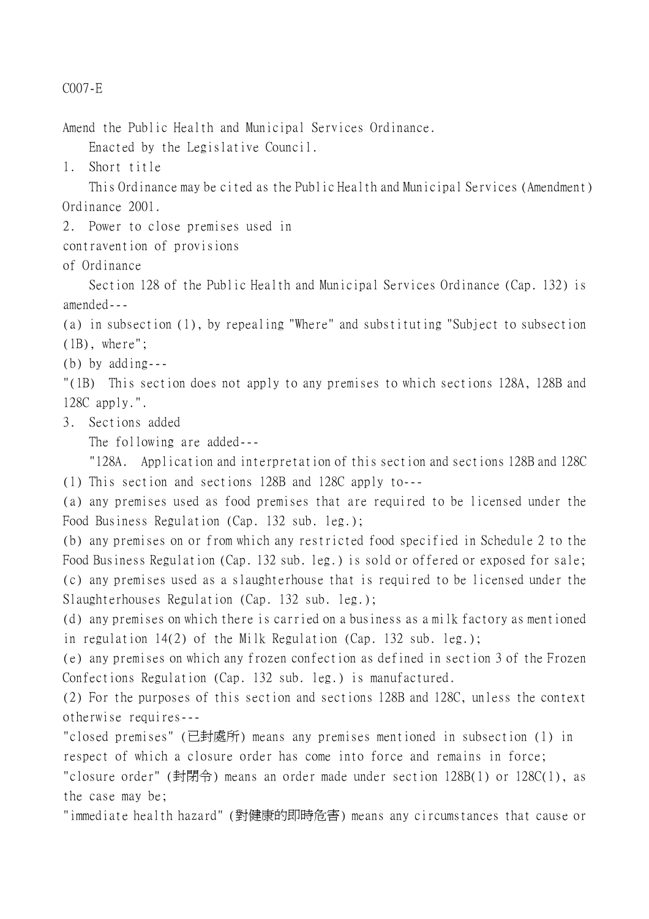C007-E

Amend the Public Health and Municipal Services Ordinance.

Enacted by the Legislative Council.

## 1. Short title

This Ordinance may be cited as the Public Health and Municipal Services (Amendment) Ordinance 2001.

## 2. Power to close premises used in contravention of provisions of Ordinance

Section 128 of the Public Health and Municipal Services Ordinance (Cap. 132) is amended---

(a) in subsection (1), by repealing "Where" and substituting "Subject to subsection (1B), where";

(b) by adding---

"(1B) This section does not apply to any premises to which sections 128A, 128B and 128C apply.".

## 3. Sections added

The following are added---

"128A. Application and interpretation of this section and sections 128B and 128C

(1) This section and sections 128B and 128C apply to---

(a) any premises used as food premises that are required to be licensed under the Food Business Regulation (Cap. 132 sub. leg.);

(b) any premises on or from which any restricted food specified in Schedule 2 to the Food Business Regulation (Cap. 132 sub. leg.) is sold or offered or exposed for sale;

(c) any premises used as a slaughterhouse that is required to be licensed under the Slaughterhouses Regulation (Cap. 132 sub. leg.);

(d) any premises on which there is carried on a business as a milk factory as mentioned in regulation 14(2) of the Milk Regulation (Cap. 132 sub. leg.);

(e) any premises on which any frozen confection as defined in section 3 of the Frozen Confections Regulation (Cap. 132 sub. leg.) is manufactured.

(2) For the purposes of this section and sections 128B and 128C, unless the context otherwise requires---

"closed premises" (已封處所) means any premises mentioned in subsection (1) in respect of which a closure order has come into force and remains in force;

"closure order" (封閉令) means an order made under section 128B(1) or 128C(1), as the case may be;

"immediate health hazard" (對健康的即時危害) means any circumstances that cause or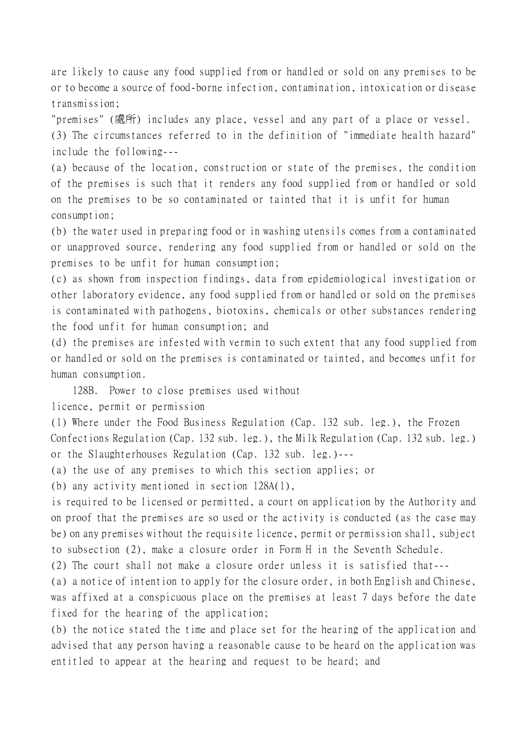are likely to cause any food supplied from or handled or sold on any premises to be or to become a source of food-borne infection, contamination, intoxication or disease transmission;

"premises" (處所) includes any place, vessel and any part of a place or vessel.

(3) The circumstances referred to in the definition of "immediate health hazard" include the following---

(a) because of the location, construction or state of the premises, the condition of the premises is such that it renders any food supplied from or handled or sold on the premises to be so contaminated or tainted that it is unfit for human consumption;

(b) the water used in preparing food or in washing utensils comes from a contaminated or unapproved source, rendering any food supplied from or handled or sold on the premises to be unfit for human consumption;

(c) as shown from inspection findings, data from epidemiological investigation or other laboratory evidence, any food supplied from or handled or sold on the premises is contaminated with pathogens, biotoxins, chemicals or other substances rendering the food unfit for human consumption; and

(d) the premises are infested with vermin to such extent that any food supplied from or handled or sold on the premises is contaminated or tainted, and becomes unfit for human consumption.

128B. Power to close premises used without licence, permit or permission

(1) Where under the Food Business Regulation (Cap. 132 sub. leg.), the Frozen Confections Regulation (Cap. 132 sub. leg.), the Milk Regulation (Cap. 132 sub. leg.) or the Slaughterhouses Regulation (Cap. 132 sub. leg.)---

(a) the use of any premises to which this section applies; or

(b) any activity mentioned in section 128A(1),

is required to be licensed or permitted, a court on application by the Authority and on proof that the premises are so used or the activity is conducted (as the case may be) on any premises without the requisite licence, permit or permission shall, subject to subsection (2), make a closure order in Form H in the Seventh Schedule.

(2) The court shall not make a closure order unless it is satisfied that---

(a) a notice of intention to apply for the closure order, in both English and Chinese, was affixed at a conspicuous place on the premises at least 7 days before the date fixed for the hearing of the application;

(b) the notice stated the time and place set for the hearing of the application and advised that any person having a reasonable cause to be heard on the application was entitled to appear at the hearing and request to be heard; and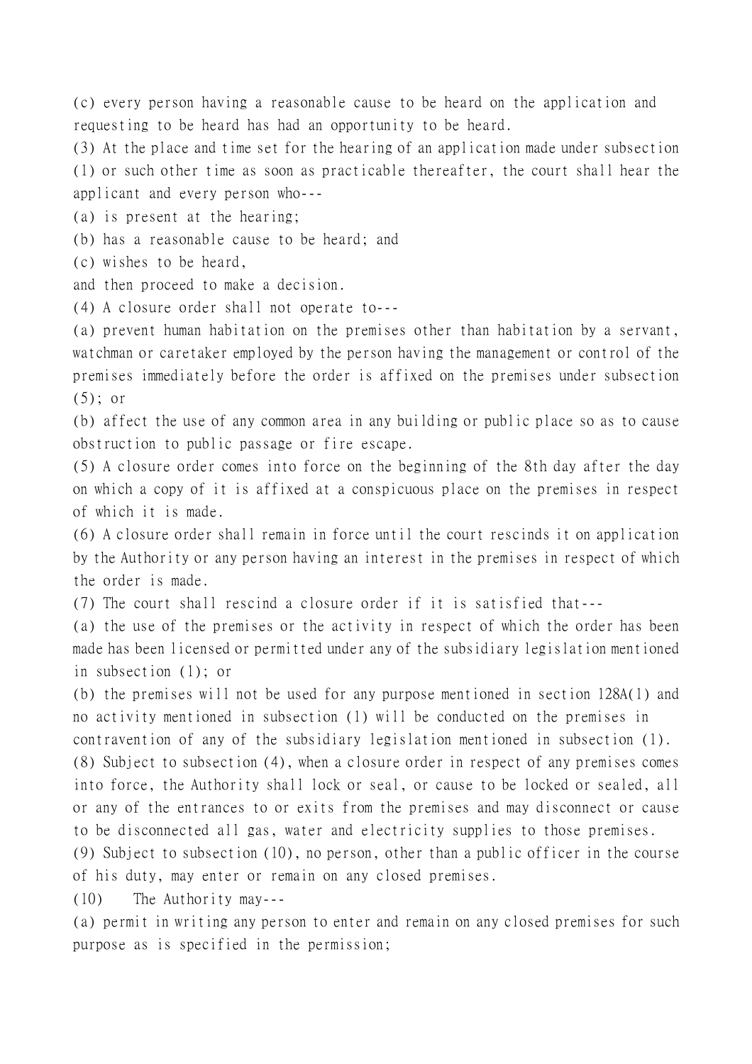(c) every person having a reasonable cause to be heard on the application and requesting to be heard has had an opportunity to be heard.

(3) At the place and time set for the hearing of an application made under subsection (1) or such other time as soon as practicable thereafter, the court shall hear the applicant and every person who---

(a) is present at the hearing;

(b) has a reasonable cause to be heard; and

(c) wishes to be heard,

and then proceed to make a decision.

(4) A closure order shall not operate to---

(a) prevent human habitation on the premises other than habitation by a servant, watchman or caretaker employed by the person having the management or control of the premises immediately before the order is affixed on the premises under subsection (5); or

(b) affect the use of any common area in any building or public place so as to cause obstruction to public passage or fire escape.

(5) A closure order comes into force on the beginning of the 8th day after the day on which a copy of it is affixed at a conspicuous place on the premises in respect of which it is made.

(6) A closure order shall remain in force until the court rescinds it on application by the Authority or any person having an interest in the premises in respect of which the order is made.

(7) The court shall rescind a closure order if it is satisfied that---

(a) the use of the premises or the activity in respect of which the order has been made has been licensed or permitted under any of the subsidiary legislation mentioned in subsection (1); or

(b) the premises will not be used for any purpose mentioned in section 128A(1) and no activity mentioned in subsection (1) will be conducted on the premises in contravention of any of the subsidiary legislation mentioned in subsection (1).

(8) Subject to subsection (4), when a closure order in respect of any premises comes into force, the Authority shall lock or seal, or cause to be locked or sealed, all or any of the entrances to or exits from the premises and may disconnect or cause to be disconnected all gas, water and electricity supplies to those premises.

(9) Subject to subsection (10), no person, other than a public officer in the course of his duty, may enter or remain on any closed premises.

(10) The Authority may---

(a) permit in writing any person to enter and remain on any closed premises for such purpose as is specified in the permission;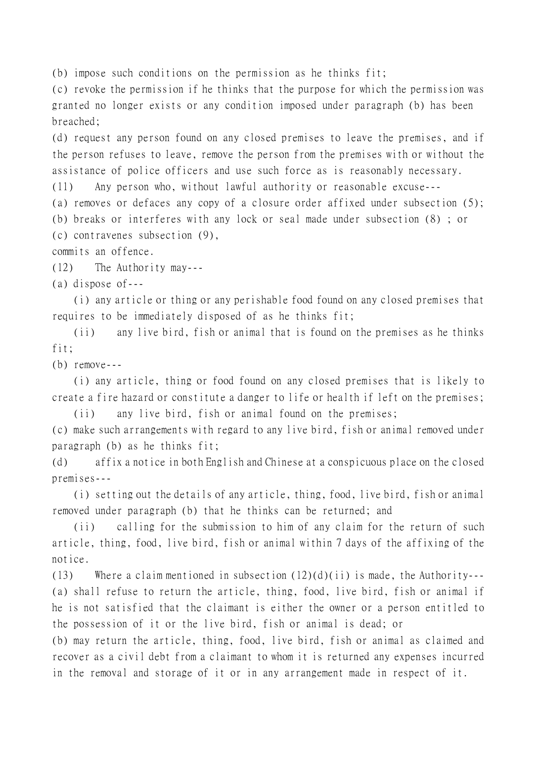(b) impose such conditions on the permission as he thinks fit;

(c) revoke the permission if he thinks that the purpose for which the permission was granted no longer exists or any condition imposed under paragraph (b) has been breached;

(d) request any person found on any closed premises to leave the premises, and if the person refuses to leave, remove the person from the premises with or without the assistance of police officers and use such force as is reasonably necessary.

(11) Any person who, without lawful authority or reasonable excuse---

(a) removes or defaces any copy of a closure order affixed under subsection (5);

(b) breaks or interferes with any lock or seal made under subsection (8) ; or

(c) contravenes subsection (9),

commits an offence.

(12) The Authority may---

(a) dispose of---

(i) any article or thing or any perishable food found on any closed premises that requires to be immediately disposed of as he thinks fit;

(ii) any live bird, fish or animal that is found on the premises as he thinks fit;

(b) remove---

(i) any article, thing or food found on any closed premises that is likely to create a fire hazard or constitute a danger to life or health if left on the premises;

(ii) any live bird, fish or animal found on the premises;

(c) make such arrangements with regard to any live bird, fish or animal removed under paragraph (b) as he thinks fit;

(d) affix a notice in both English and Chinese at a conspicuous place on the closed premises---

(i) setting out the details of any article, thing, food, live bird, fish or animal removed under paragraph (b) that he thinks can be returned; and

(ii) calling for the submission to him of any claim for the return of such article, thing, food, live bird, fish or animal within 7 days of the affixing of the notice.

(13) Where a claim mentioned in subsection (12)(d)(ii) is made, the Authority---

(a) shall refuse to return the article, thing, food, live bird, fish or animal if he is not satisfied that the claimant is either the owner or a person entitled to the possession of it or the live bird, fish or animal is dead; or

(b) may return the article, thing, food, live bird, fish or animal as claimed and recover as a civil debt from a claimant to whom it is returned any expenses incurred in the removal and storage of it or in any arrangement made in respect of it.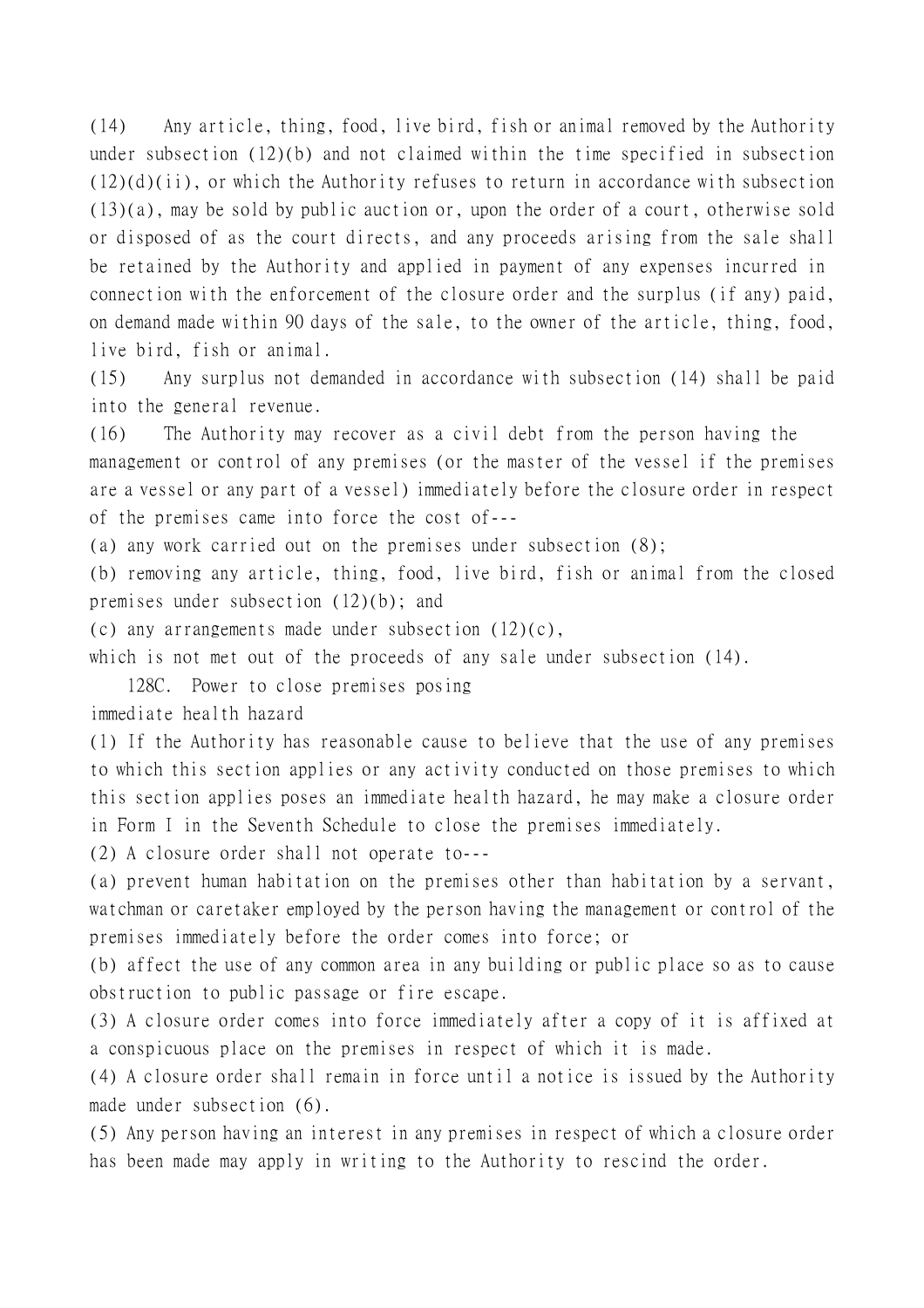(14) Any article, thing, food, live bird, fish or animal removed by the Authority under subsection (12)(b) and not claimed within the time specified in subsection (12)(d)(ii), or which the Authority refuses to return in accordance with subsection (13)(a), may be sold by public auction or, upon the order of a court, otherwise sold or disposed of as the court directs, and any proceeds arising from the sale shall be retained by the Authority and applied in payment of any expenses incurred in connection with the enforcement of the closure order and the surplus (if any) paid, on demand made within 90 days of the sale, to the owner of the article, thing, food, live bird, fish or animal.

(15) Any surplus not demanded in accordance with subsection (14) shall be paid into the general revenue.

(16) The Authority may recover as a civil debt from the person having the management or control of any premises (or the master of the vessel if the premises are a vessel or any part of a vessel) immediately before the closure order in respect of the premises came into force the cost of---

(a) any work carried out on the premises under subsection (8);

(b) removing any article, thing, food, live bird, fish or animal from the closed premises under subsection (12)(b); and

(c) any arrangements made under subsection (12)(c),

which is not met out of the proceeds of any sale under subsection (14).

128C. Power to close premises posing immediate health hazard

(1) If the Authority has reasonable cause to believe that the use of any premises to which this section applies or any activity conducted on those premises to which this section applies poses an immediate health hazard, he may make a closure order in Form I in the Seventh Schedule to close the premises immediately.

(2) A closure order shall not operate to---

(a) prevent human habitation on the premises other than habitation by a servant, watchman or caretaker employed by the person having the management or control of the premises immediately before the order comes into force; or

(b) affect the use of any common area in any building or public place so as to cause obstruction to public passage or fire escape.

(3) A closure order comes into force immediately after a copy of it is affixed at a conspicuous place on the premises in respect of which it is made.

(4) A closure order shall remain in force until a notice is issued by the Authority made under subsection (6).

(5) Any person having an interest in any premises in respect of which a closure order has been made may apply in writing to the Authority to rescind the order.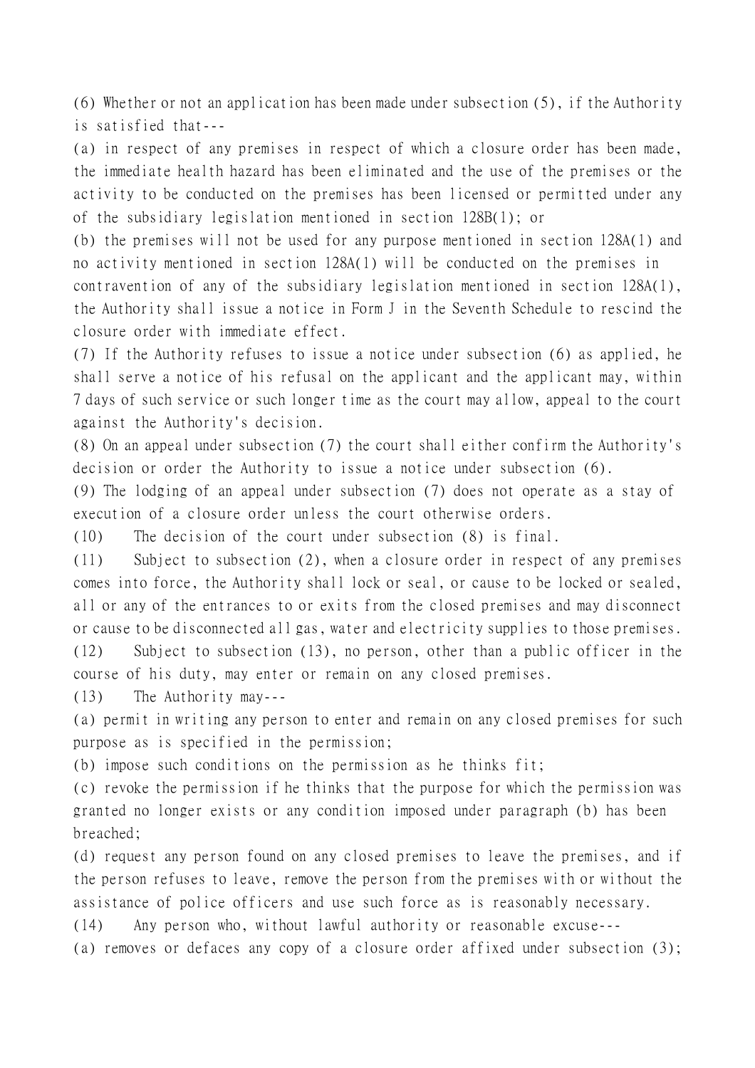(6) Whether or not an application has been made under subsection (5), if the Authority is satisfied that---

(a) in respect of any premises in respect of which a closure order has been made, the immediate health hazard has been eliminated and the use of the premises or the activity to be conducted on the premises has been licensed or permitted under any of the subsidiary legislation mentioned in section 128B(1); or

(b) the premises will not be used for any purpose mentioned in section 128A(1) and no activity mentioned in section 128A(1) will be conducted on the premises in contravention of any of the subsidiary legislation mentioned in section 128A(1),

the Authority shall issue a notice in Form J in the Seventh Schedule to rescind the closure order with immediate effect.

(7) If the Authority refuses to issue a notice under subsection (6) as applied, he shall serve a notice of his refusal on the applicant and the applicant may, within 7 days of such service or such longer time as the court may allow, appeal to the court against the Authority's decision.

(8) On an appeal under subsection (7) the court shall either confirm the Authority's decision or order the Authority to issue a notice under subsection (6).

(9) The lodging of an appeal under subsection (7) does not operate as a stay of execution of a closure order unless the court otherwise orders.

(10) The decision of the court under subsection (8) is final.

(11) Subject to subsection (2), when a closure order in respect of any premises comes into force, the Authority shall lock or seal, or cause to be locked or sealed, all or any of the entrances to or exits from the closed premises and may disconnect or cause to be disconnected all gas, water and electricity supplies to those premises.

(12) Subject to subsection (13), no person, other than a public officer in the course of his duty, may enter or remain on any closed premises.

(13) The Authority may---

(a) permit in writing any person to enter and remain on any closed premises for such purpose as is specified in the permission;

(b) impose such conditions on the permission as he thinks fit;

(c) revoke the permission if he thinks that the purpose for which the permission was granted no longer exists or any condition imposed under paragraph (b) has been breached;

(d) request any person found on any closed premises to leave the premises, and if the person refuses to leave, remove the person from the premises with or without the assistance of police officers and use such force as is reasonably necessary.

(14) Any person who, without lawful authority or reasonable excuse---

(a) removes or defaces any copy of a closure order affixed under subsection (3);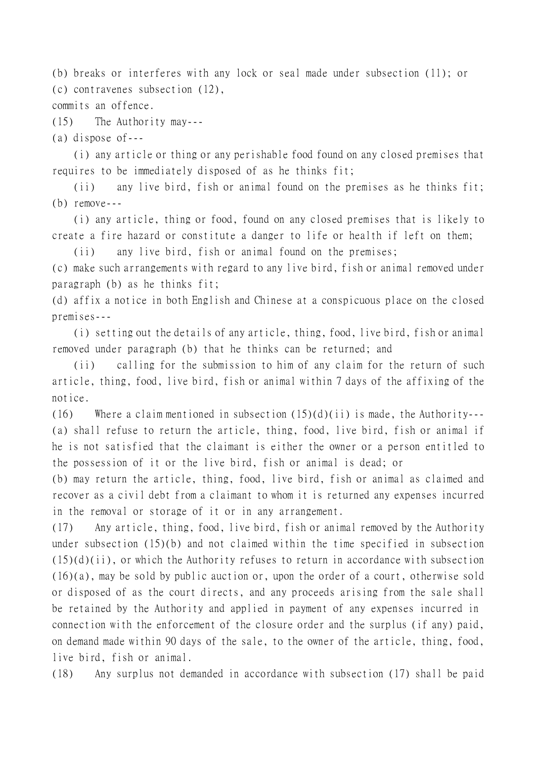(b) breaks or interferes with any lock or seal made under subsection (11); or

(c) contravenes subsection (12),

commits an offence.

(15) The Authority may---

(a) dispose of---

(i) any article or thing or any perishable food found on any closed premises that requires to be immediately disposed of as he thinks fit;

(ii) any live bird, fish or animal found on the premises as he thinks fit;

(b) remove---

(i) any article, thing or food, found on any closed premises that is likely to create a fire hazard or constitute a danger to life or health if left on them;

(ii) any live bird, fish or animal found on the premises;

(c) make such arrangements with regard to any live bird, fish or animal removed under paragraph (b) as he thinks fit;

(d) affix a notice in both English and Chinese at a conspicuous place on the closed premises---

(i) setting out the details of any article, thing, food, live bird, fish or animal removed under paragraph (b) that he thinks can be returned; and

(ii) calling for the submission to him of any claim for the return of such article, thing, food, live bird, fish or animal within 7 days of the affixing of the notice.

(16) Where a claim mentioned in subsection (15)(d)(ii) is made, the Authority---

(a) shall refuse to return the article, thing, food, live bird, fish or animal if he is not satisfied that the claimant is either the owner or a person entitled to the possession of it or the live bird, fish or animal is dead; or

(b) may return the article, thing, food, live bird, fish or animal as claimed and recover as a civil debt from a claimant to whom it is returned any expenses incurred in the removal or storage of it or in any arrangement.

(17) Any article, thing, food, live bird, fish or animal removed by the Authority under subsection (15)(b) and not claimed within the time specified in subsection (15)(d)(ii), or which the Authority refuses to return in accordance with subsection (16)(a), may be sold by public auction or, upon the order of a court, otherwise sold or disposed of as the court directs, and any proceeds arising from the sale shall be retained by the Authority and applied in payment of any expenses incurred in connection with the enforcement of the closure order and the surplus (if any) paid, on demand made within 90 days of the sale, to the owner of the article, thing, food, live bird, fish or animal.

(18) Any surplus not demanded in accordance with subsection (17) shall be paid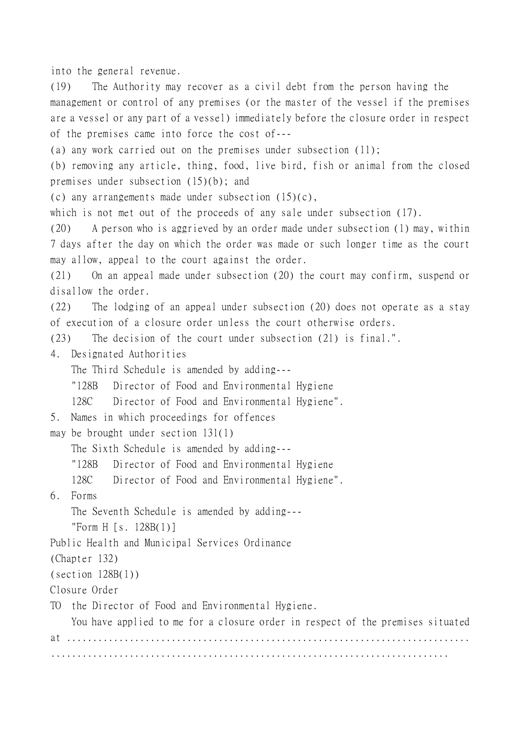into the general revenue.

(19) The Authority may recover as a civil debt from the person having the management or control of any premises (or the master of the vessel if the premises are a vessel or any part of a vessel) immediately before the closure order in respect of the premises came into force the cost of---

(a) any work carried out on the premises under subsection (11);

(b) removing any article, thing, food, live bird, fish or animal from the closed premises under subsection (15)(b); and

(c) any arrangements made under subsection (15)(c),

which is not met out of the proceeds of any sale under subsection (17).

(20) A person who is aggrieved by an order made under subsection (1) may, within 7 days after the day on which the order was made or such longer time as the court may allow, appeal to the court against the order.

(21) On an appeal made under subsection (20) the court may confirm, suspend or disallow the order.

(22) The lodging of an appeal under subsection (20) does not operate as a stay of execution of a closure order unless the court otherwise orders.

(23) The decision of the court under subsection (21) is final.".

4. Designated Authorities

The Third Schedule is amended by adding---

"128B Director of Food and Environmental Hygiene

128C Director of Food and Environmental Hygiene".

5. Names in which proceedings for offences may be brought under section 131(1)

The Sixth Schedule is amended by adding---

"128B Director of Food and Environmental Hygiene

128C Director of Food and Environmental Hygiene".

6. Forms

The Seventh Schedule is amended by adding---

"Form H [s. 128B(1)]

Public Health and Municipal Services Ordinance

(Chapter 132)

(section 128B(1))

Closure Order

TO the Director of Food and Environmental Hygiene.

You have applied to me for a closure order in respect of the premises situated at ..........................................................................

.........................................................................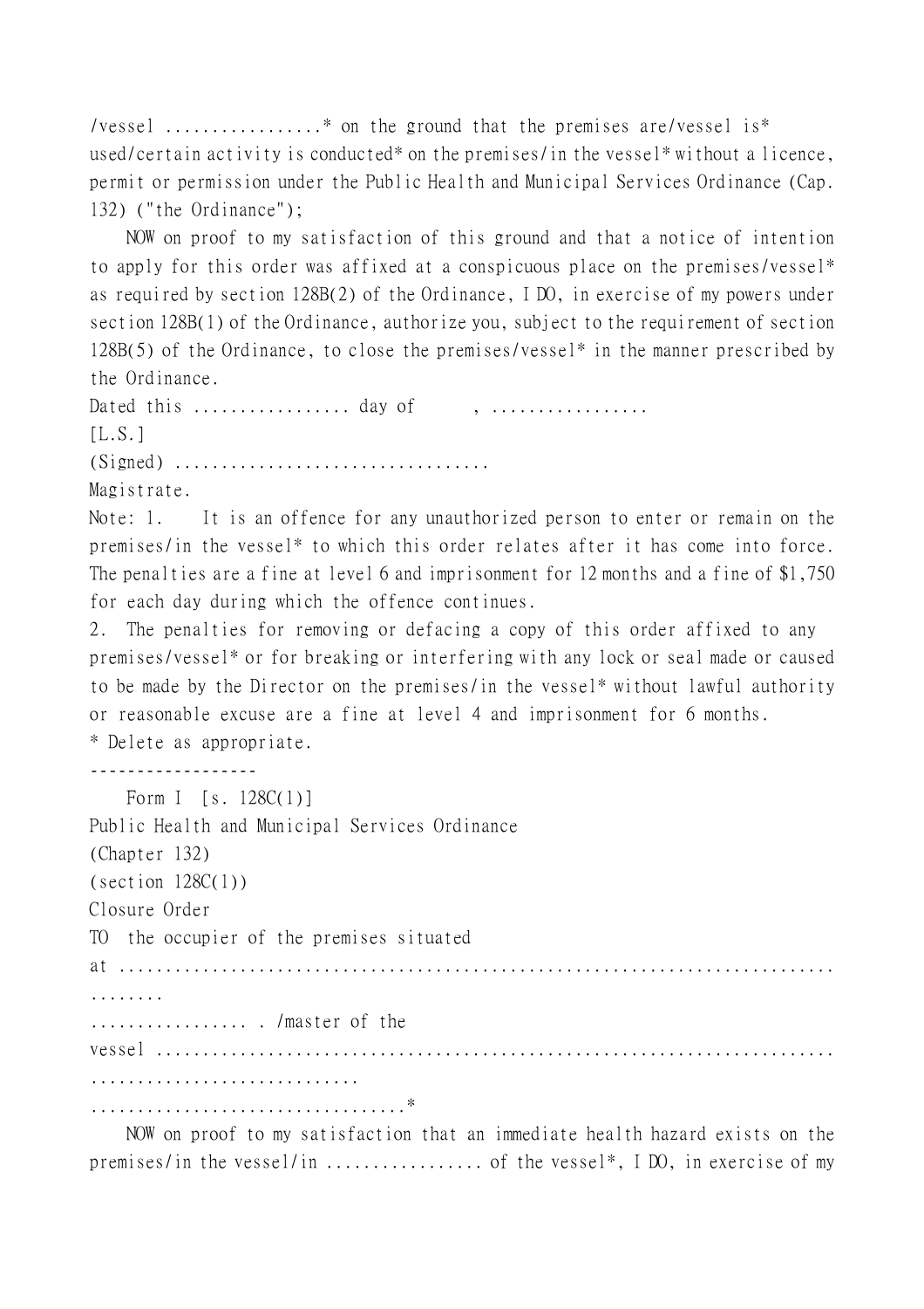/vessel ................* on the ground that the premises are/vessel is* used/certain activity is conducted* on the premises/in the vessel* without a licence, permit or permission under the Public Health and Municipal Services Ordinance (Cap. 132) ("the Ordinance");

NOW on proof to my satisfaction of this ground and that a notice of intention to apply for this order was affixed at a conspicuous place on the premises/vessel* as required by section 128B(2) of the Ordinance, I DO, in exercise of my powers under section 128B(1) of the Ordinance, authorize you, subject to the requirement of section 128B(5) of the Ordinance, to close the premises/vessel* in the manner prescribed by the Ordinance.

Dated this ................ day of , ................

[L.S.]

(Signed) ................................

Magistrate.

Note: 1. It is an offence for any unauthorized person to enter or remain on the premises/in the vessel* to which this order relates after it has come into force. The penalties are a fine at level 6 and imprisonment for 12 months and a fine of $1,750 for each day during which the offence continues.

2. The penalties for removing or defacing a copy of this order affixed to any premises/vessel* or for breaking or interfering with any lock or seal made or caused to be made by the Director on the premises/in the vessel* without lawful authority or reasonable excuse are a fine at level 4 and imprisonment for 6 months.

* Delete as appropriate.

-----------------

Form I [s. 128C(1)]

Public Health and Municipal Services Ordinance

(Chapter 132)

(section 128C(1))

Closure Order

TO the occupier of the premises situated at ............................................................................

................ . /master of the vessel ............................................................................

................................*

NOW on proof to my satisfaction that an immediate health hazard exists on the premises/in the vessel/in ................ of the vessel*, I DO, in exercise of my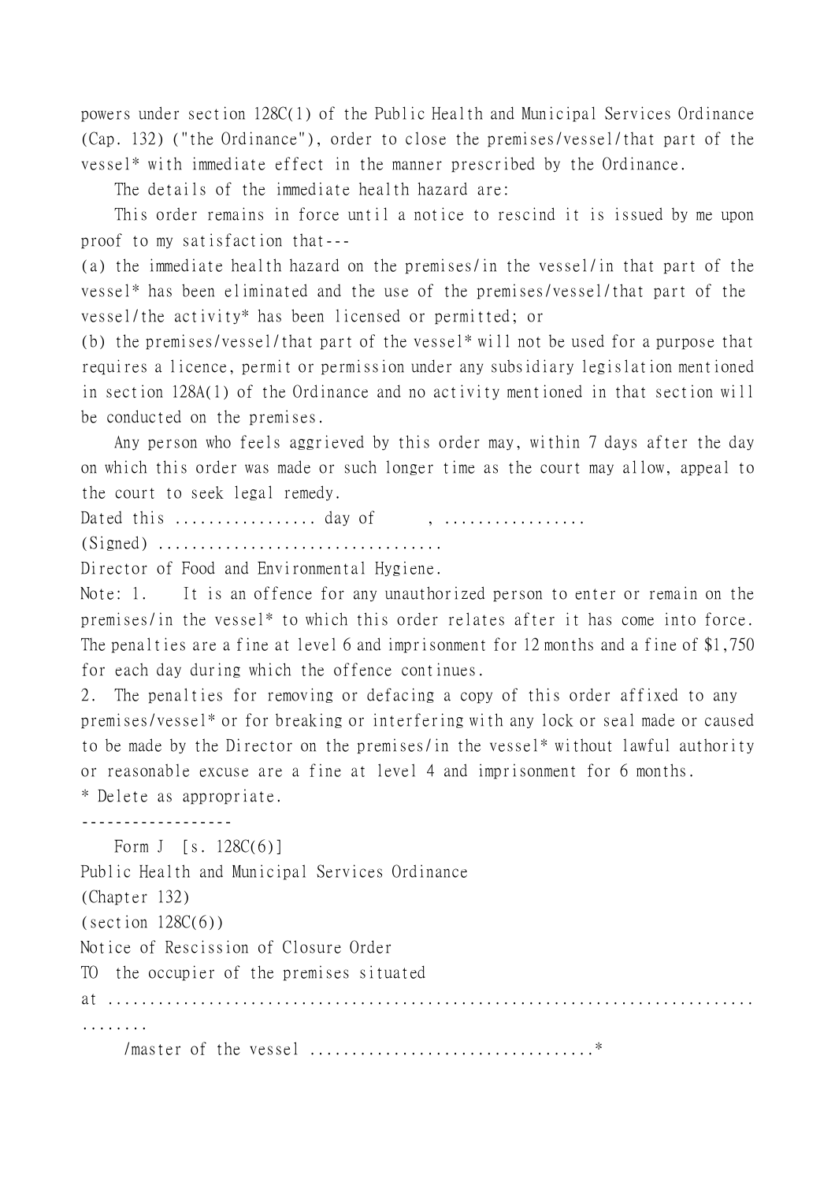powers under section 128C(1) of the Public Health and Municipal Services Ordinance (Cap. 132) ("the Ordinance"), order to close the premises/vessel/that part of the vessel* with immediate effect in the manner prescribed by the Ordinance.

The details of the immediate health hazard are:

This order remains in force until a notice to rescind it is issued by me upon proof to my satisfaction that---

(a) the immediate health hazard on the premises/in the vessel/in that part of the vessel* has been eliminated and the use of the premises/vessel/that part of the vessel/the activity* has been licensed or permitted; or

(b) the premises/vessel/that part of the vessel* will not be used for a purpose that requires a licence, permit or permission under any subsidiary legislation mentioned in section 128A(1) of the Ordinance and no activity mentioned in that section will be conducted on the premises.

Any person who feels aggrieved by this order may, within 7 days after the day on which this order was made or such longer time as the court may allow, appeal to the court to seek legal remedy.

Dated this ................ day of , ................

(Signed) .................................

Director of Food and Environmental Hygiene.

Note: 1. It is an offence for any unauthorized person to enter or remain on the premises/in the vessel* to which this order relates after it has come into force. The penalties are a fine at level 6 and imprisonment for 12 months and a fine of $1,750 for each day during which the offence continues.

2. The penalties for removing or defacing a copy of this order affixed to any premises/vessel* or for breaking or interfering with any lock or seal made or caused to be made by the Director on the premises/in the vessel* without lawful authority or reasonable excuse are a fine at level 4 and imprisonment for 6 months.

* Delete as appropriate.

-----------------

Form J [s. 128C(6)]

Public Health and Municipal Services Ordinance

(Chapter 132)

(section 128C(6))

Notice of Rescission of Closure Order

TO the occupier of the premises situated at ...............................................................................

/master of the vessel .................................*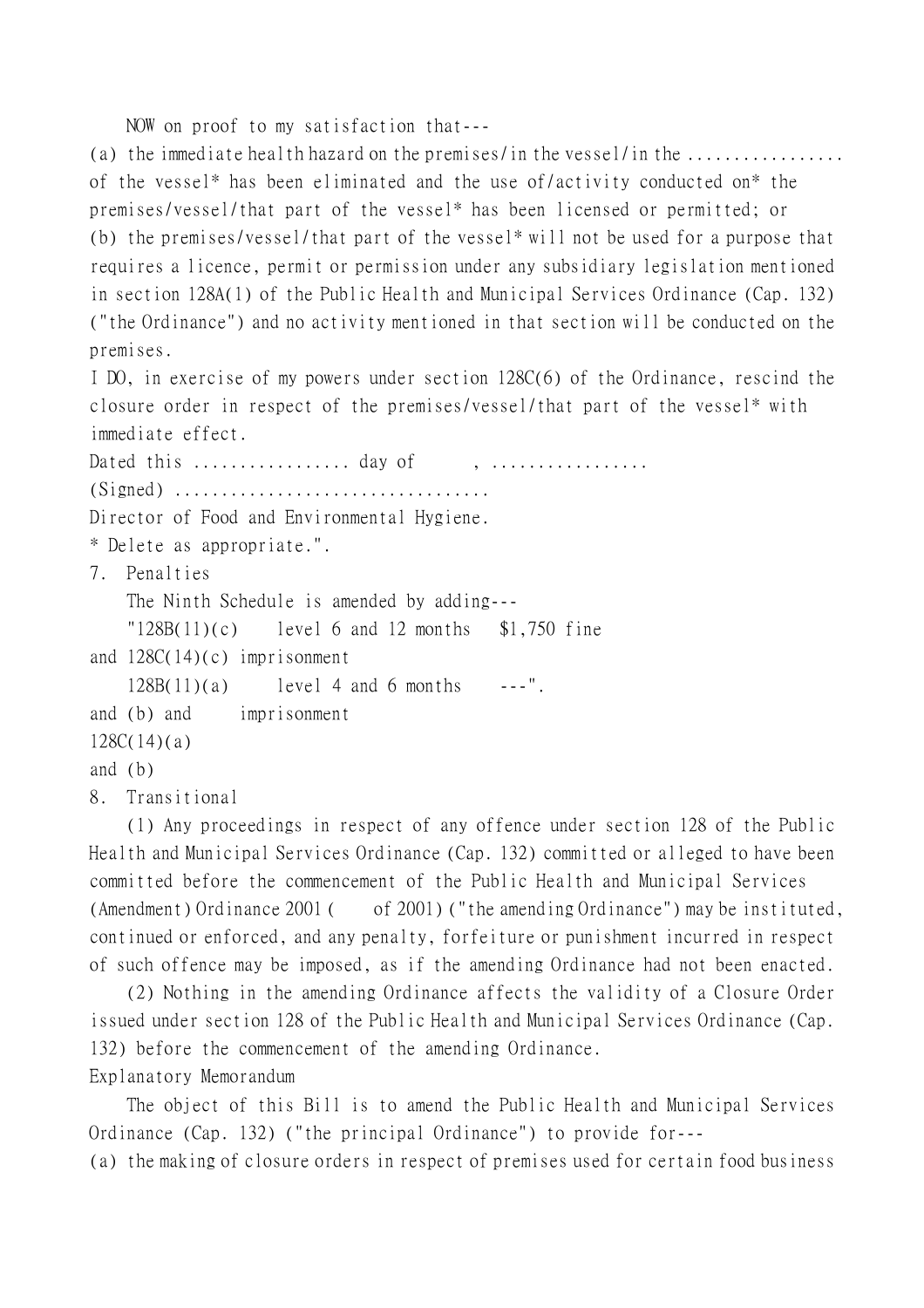NOW on proof to my satisfaction that---

(a) the immediate health hazard on the premises/in the vessel/in the ................ of the vessel* has been eliminated and the use of/activity conducted on* the premises/vessel/that part of the vessel* has been licensed or permitted; or

(b) the premises/vessel/that part of the vessel* will not be used for a purpose that requires a licence, permit or permission under any subsidiary legislation mentioned in section 128A(1) of the Public Health and Municipal Services Ordinance (Cap. 132) ("the Ordinance") and no activity mentioned in that section will be conducted on the premises.

I DO, in exercise of my powers under section 128C(6) of the Ordinance, rescind the closure order in respect of the premises/vessel/that part of the vessel* with immediate effect.

Dated this ................ day of , ................

(Signed) .................................

Director of Food and Environmental Hygiene.

* Delete as appropriate.".

7. Penalties

The Ninth Schedule is amended by adding---

| | | |
|---|---|---|
| "128B(11)(c) and 128C(14)(c) | level 6 and 12 months imprisonment | $1,750 fine |
| 128B(11)(a) and (b) and 128C(14)(a) and (b) | level 4 and 6 months imprisonment | ---". |

8. Transitional

(1) Any proceedings in respect of any offence under section 128 of the Public Health and Municipal Services Ordinance (Cap. 132) committed or alleged to have been committed before the commencement of the Public Health and Municipal Services (Amendment) Ordinance 2001 ( of 2001) ("the amending Ordinance") may be instituted, continued or enforced, and any penalty, forfeiture or punishment incurred in respect of such offence may be imposed, as if the amending Ordinance had not been enacted.

(2) Nothing in the amending Ordinance affects the validity of a Closure Order issued under section 128 of the Public Health and Municipal Services Ordinance (Cap. 132) before the commencement of the amending Ordinance.

Explanatory Memorandum

The object of this Bill is to amend the Public Health and Municipal Services Ordinance (Cap. 132) ("the principal Ordinance") to provide for---

(a) the making of closure orders in respect of premises used for certain food business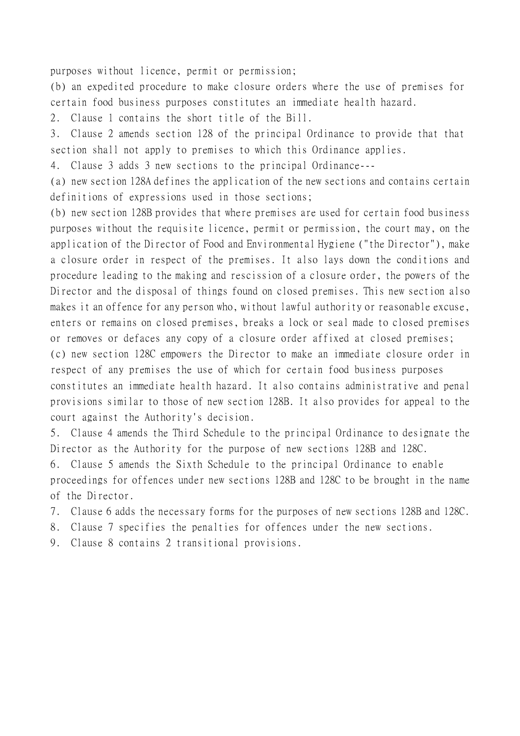purposes without licence, permit or permission;

(b) an expedited procedure to make closure orders where the use of premises for certain food business purposes constitutes an immediate health hazard.

2. Clause 1 contains the short title of the Bill.

3. Clause 2 amends section 128 of the principal Ordinance to provide that that section shall not apply to premises to which this Ordinance applies.

4. Clause 3 adds 3 new sections to the principal Ordinance---

(a) new section 128A defines the application of the new sections and contains certain definitions of expressions used in those sections;

(b) new section 128B provides that where premises are used for certain food business purposes without the requisite licence, permit or permission, the court may, on the application of the Director of Food and Environmental Hygiene ("the Director"), make a closure order in respect of the premises. It also lays down the conditions and procedure leading to the making and rescission of a closure order, the powers of the Director and the disposal of things found on closed premises. This new section also makes it an offence for any person who, without lawful authority or reasonable excuse, enters or remains on closed premises, breaks a lock or seal made to closed premises or removes or defaces any copy of a closure order affixed at closed premises;

(c) new section 128C empowers the Director to make an immediate closure order in respect of any premises the use of which for certain food business purposes constitutes an immediate health hazard. It also contains administrative and penal provisions similar to those of new section 128B. It also provides for appeal to the court against the Authority's decision.

5. Clause 4 amends the Third Schedule to the principal Ordinance to designate the Director as the Authority for the purpose of new sections 128B and 128C.

6. Clause 5 amends the Sixth Schedule to the principal Ordinance to enable proceedings for offences under new sections 128B and 128C to be brought in the name of the Director.

7. Clause 6 adds the necessary forms for the purposes of new sections 128B and 128C.

8. Clause 7 specifies the penalties for offences under the new sections.

9. Clause 8 contains 2 transitional provisions.